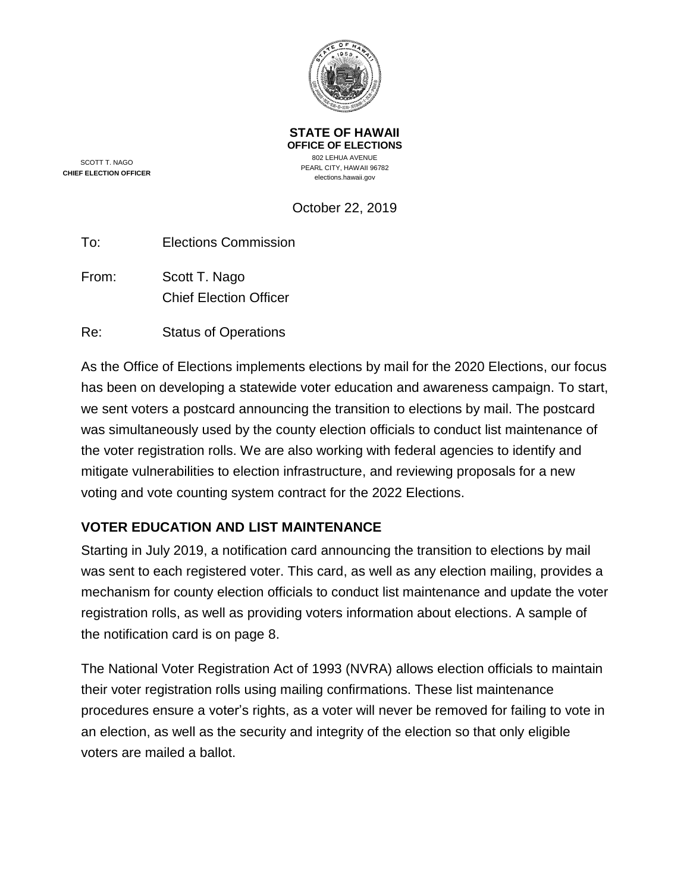**STATE OF HAWAII**
**OFFICE OF ELECTIONS**
802 LEHUA AVENUE
PEARL CITY, HAWAII 96782
elections.hawaii.gov

SCOTT T. NAGO
**CHIEF ELECTION OFFICER**

October 22, 2019

To: Elections Commission

From: Scott T. Nago
Chief Election Officer

Re: Status of Operations

As the Office of Elections implements elections by mail for the 2020 Elections, our focus has been on developing a statewide voter education and awareness campaign. To start, we sent voters a postcard announcing the transition to elections by mail. The postcard was simultaneously used by the county election officials to conduct list maintenance of the voter registration rolls. We are also working with federal agencies to identify and mitigate vulnerabilities to election infrastructure, and reviewing proposals for a new voting and vote counting system contract for the 2022 Elections.

## VOTER EDUCATION AND LIST MAINTENANCE

Starting in July 2019, a notification card announcing the transition to elections by mail was sent to each registered voter. This card, as well as any election mailing, provides a mechanism for county election officials to conduct list maintenance and update the voter registration rolls, as well as providing voters information about elections. A sample of the notification card is on page 8.

The National Voter Registration Act of 1993 (NVRA) allows election officials to maintain their voter registration rolls using mailing confirmations. These list maintenance procedures ensure a voter's rights, as a voter will never be removed for failing to vote in an election, as well as the security and integrity of the election so that only eligible voters are mailed a ballot.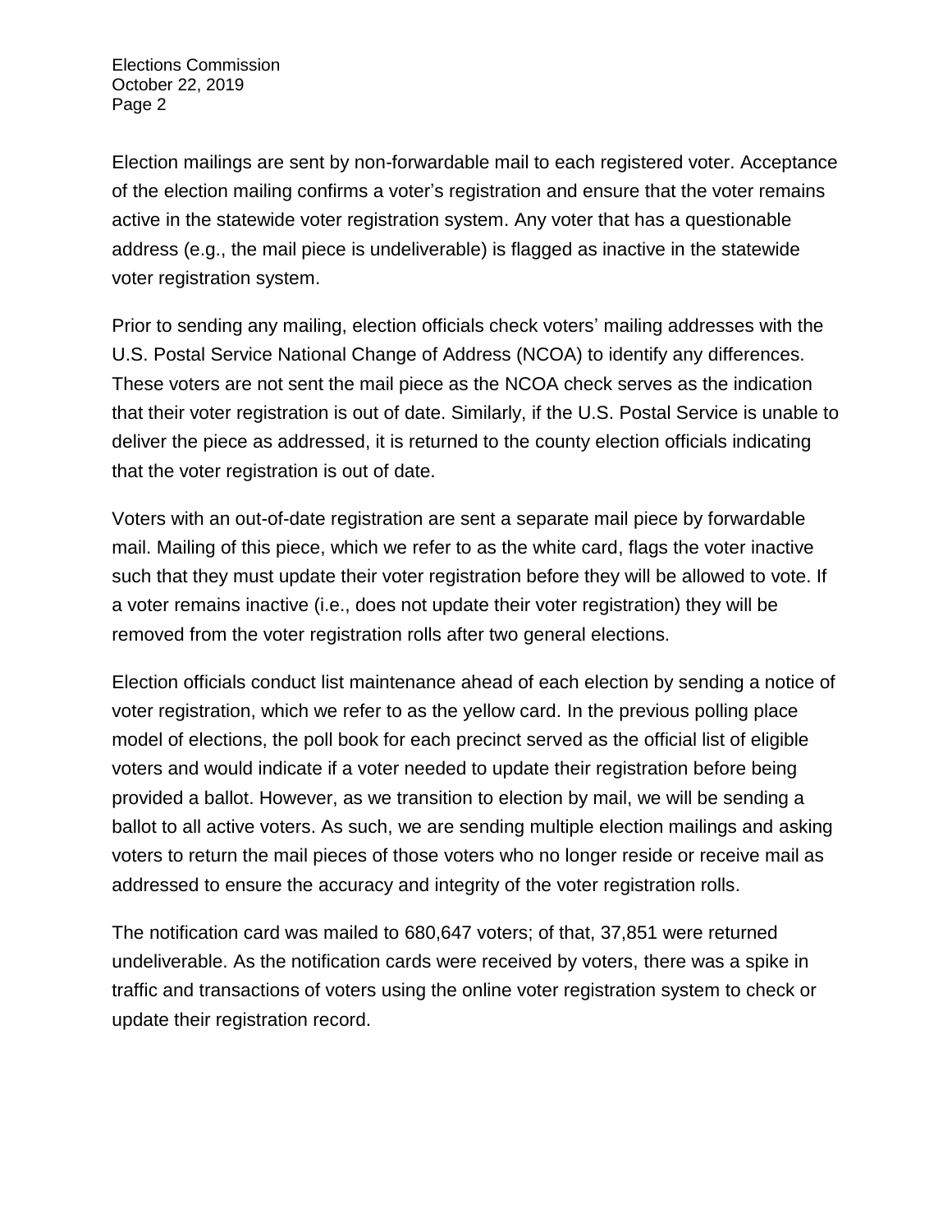Election mailings are sent by non-forwardable mail to each registered voter. Acceptance of the election mailing confirms a voter's registration and ensure that the voter remains active in the statewide voter registration system. Any voter that has a questionable address (e.g., the mail piece is undeliverable) is flagged as inactive in the statewide voter registration system.

Prior to sending any mailing, election officials check voters' mailing addresses with the U.S. Postal Service National Change of Address (NCOA) to identify any differences. These voters are not sent the mail piece as the NCOA check serves as the indication that their voter registration is out of date. Similarly, if the U.S. Postal Service is unable to deliver the piece as addressed, it is returned to the county election officials indicating that the voter registration is out of date.

Voters with an out-of-date registration are sent a separate mail piece by forwardable mail. Mailing of this piece, which we refer to as the white card, flags the voter inactive such that they must update their voter registration before they will be allowed to vote. If a voter remains inactive (i.e., does not update their voter registration) they will be removed from the voter registration rolls after two general elections.

Election officials conduct list maintenance ahead of each election by sending a notice of voter registration, which we refer to as the yellow card. In the previous polling place model of elections, the poll book for each precinct served as the official list of eligible voters and would indicate if a voter needed to update their registration before being provided a ballot. However, as we transition to election by mail, we will be sending a ballot to all active voters. As such, we are sending multiple election mailings and asking voters to return the mail pieces of those voters who no longer reside or receive mail as addressed to ensure the accuracy and integrity of the voter registration rolls.

The notification card was mailed to 680,647 voters; of that, 37,851 were returned undeliverable. As the notification cards were received by voters, there was a spike in traffic and transactions of voters using the online voter registration system to check or update their registration record.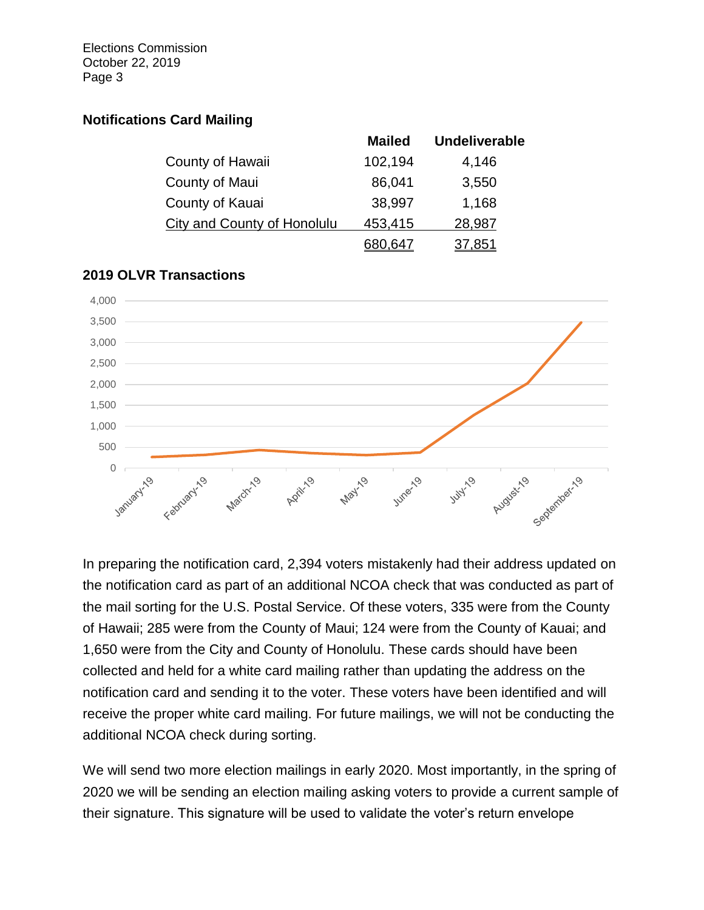**Notifications Card Mailing**

| | Mailed | Undeliverable |
|---|---|---|
| County of Hawaii | 102,194 | 4,146 |
| County of Maui | 86,041 | 3,550 |
| County of Kauai | 38,997 | 1,168 |
| City and County of Honolulu | 453,415 | 28,987 |
| | 680,647 | 37,851 |

**2019 OLVR Transactions**

In preparing the notification card, 2,394 voters mistakenly had their address updated on the notification card as part of an additional NCOA check that was conducted as part of the mail sorting for the U.S. Postal Service. Of these voters, 335 were from the County of Hawaii; 285 were from the County of Maui; 124 were from the County of Kauai; and 1,650 were from the City and County of Honolulu. These cards should have been collected and held for a white card mailing rather than updating the address on the notification card and sending it to the voter. These voters have been identified and will receive the proper white card mailing. For future mailings, we will not be conducting the additional NCOA check during sorting.

We will send two more election mailings in early 2020. Most importantly, in the spring of 2020 we will be sending an election mailing asking voters to provide a current sample of their signature. This signature will be used to validate the voter's return envelope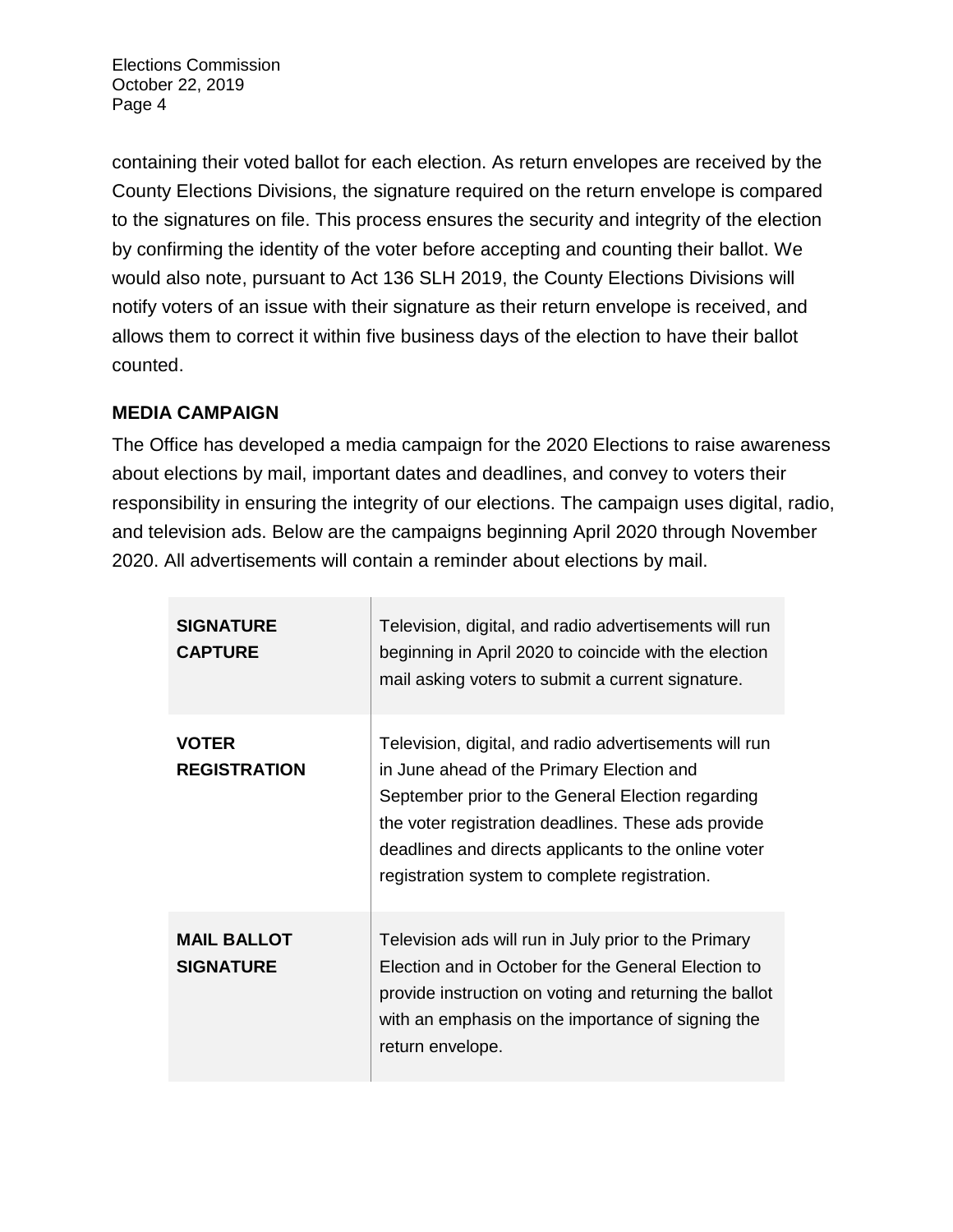containing their voted ballot for each election. As return envelopes are received by the County Elections Divisions, the signature required on the return envelope is compared to the signatures on file. This process ensures the security and integrity of the election by confirming the identity of the voter before accepting and counting their ballot. We would also note, pursuant to Act 136 SLH 2019, the County Elections Divisions will notify voters of an issue with their signature as their return envelope is received, and allows them to correct it within five business days of the election to have their ballot counted.

## MEDIA CAMPAIGN

The Office has developed a media campaign for the 2020 Elections to raise awareness about elections by mail, important dates and deadlines, and convey to voters their responsibility in ensuring the integrity of our elections. The campaign uses digital, radio, and television ads. Below are the campaigns beginning April 2020 through November 2020. All advertisements will contain a reminder about elections by mail.

| Campaign | Description |
|---|---|
| **SIGNATURE CAPTURE** | Television, digital, and radio advertisements will run beginning in April 2020 to coincide with the election mail asking voters to submit a current signature. |
| **VOTER REGISTRATION** | Television, digital, and radio advertisements will run in June ahead of the Primary Election and September prior to the General Election regarding the voter registration deadlines. These ads provide deadlines and directs applicants to the online voter registration system to complete registration. |
| **MAIL BALLOT SIGNATURE** | Television ads will run in July prior to the Primary Election and in October for the General Election to provide instruction on voting and returning the ballot with an emphasis on the importance of signing the return envelope. |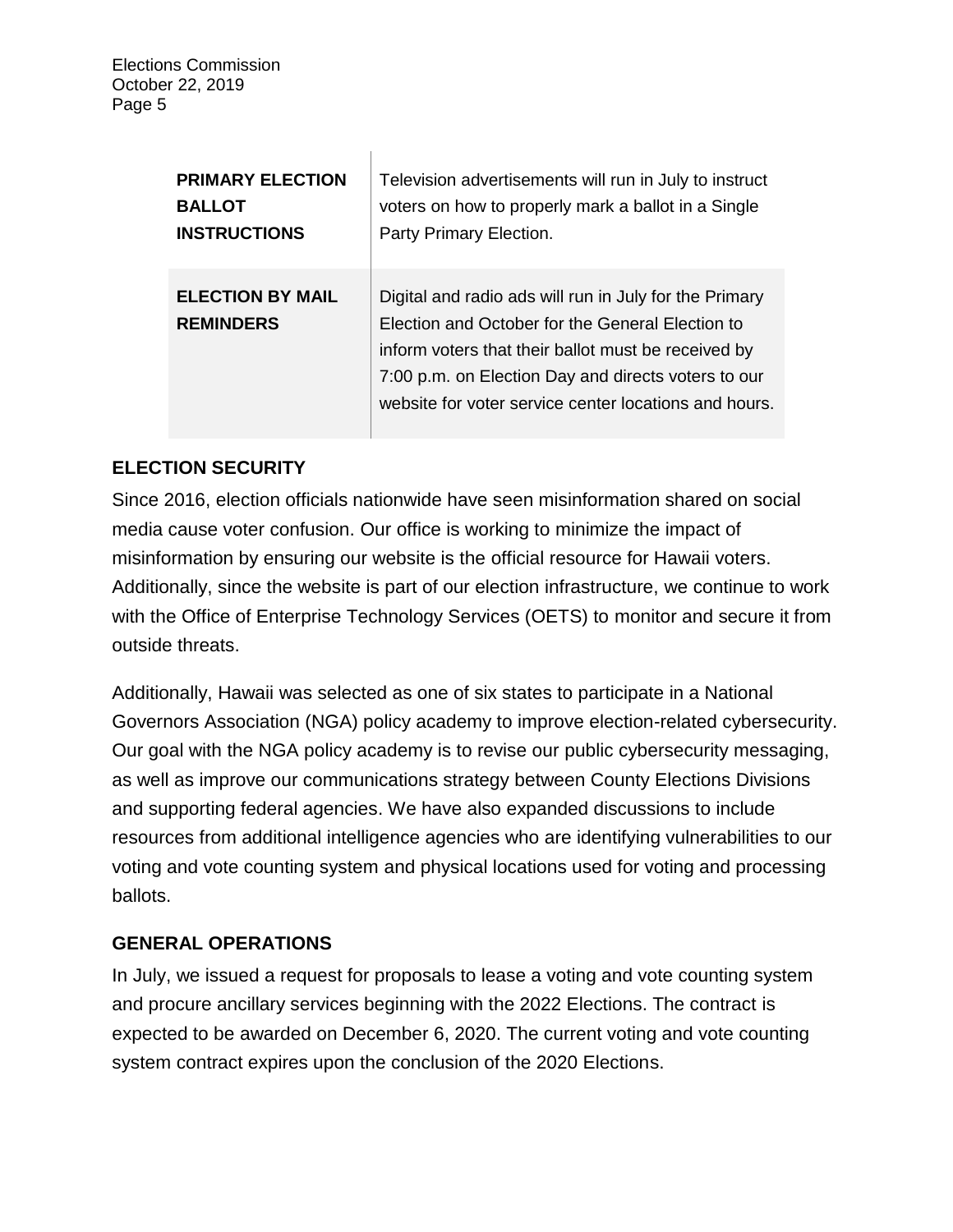| | |
|---|---|
| **PRIMARY ELECTION BALLOT INSTRUCTIONS** | Television advertisements will run in July to instruct voters on how to properly mark a ballot in a Single Party Primary Election. |
| **ELECTION BY MAIL REMINDERS** | Digital and radio ads will run in July for the Primary Election and October for the General Election to inform voters that their ballot must be received by 7:00 p.m. on Election Day and directs voters to our website for voter service center locations and hours. |

## ELECTION SECURITY

Since 2016, election officials nationwide have seen misinformation shared on social media cause voter confusion. Our office is working to minimize the impact of misinformation by ensuring our website is the official resource for Hawaii voters. Additionally, since the website is part of our election infrastructure, we continue to work with the Office of Enterprise Technology Services (OETS) to monitor and secure it from outside threats.

Additionally, Hawaii was selected as one of six states to participate in a National Governors Association (NGA) policy academy to improve election-related cybersecurity. Our goal with the NGA policy academy is to revise our public cybersecurity messaging, as well as improve our communications strategy between County Elections Divisions and supporting federal agencies. We have also expanded discussions to include resources from additional intelligence agencies who are identifying vulnerabilities to our voting and vote counting system and physical locations used for voting and processing ballots.

## GENERAL OPERATIONS

In July, we issued a request for proposals to lease a voting and vote counting system and procure ancillary services beginning with the 2022 Elections. The contract is expected to be awarded on December 6, 2020. The current voting and vote counting system contract expires upon the conclusion of the 2020 Elections.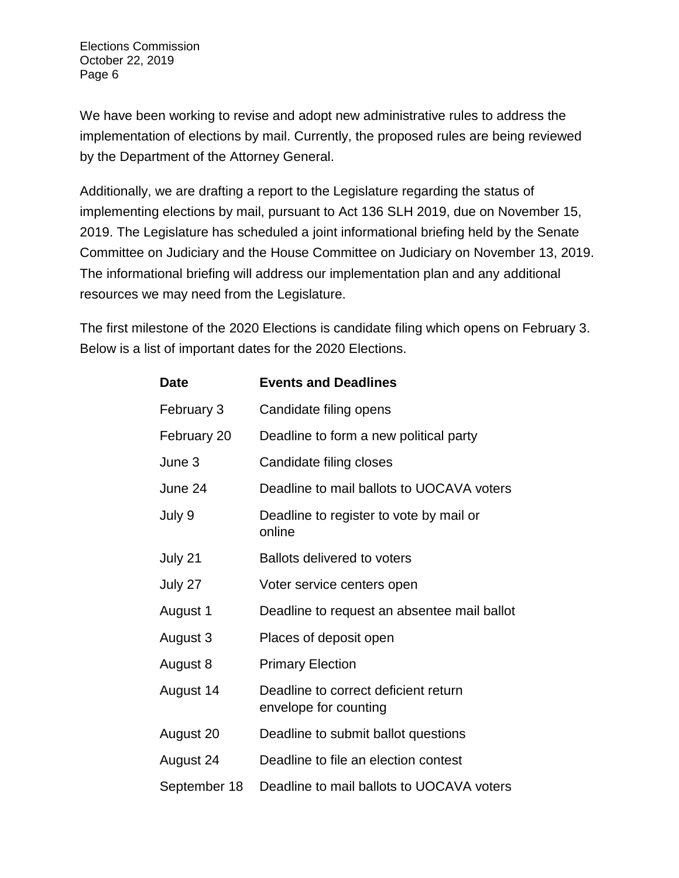We have been working to revise and adopt new administrative rules to address the implementation of elections by mail. Currently, the proposed rules are being reviewed by the Department of the Attorney General.

Additionally, we are drafting a report to the Legislature regarding the status of implementing elections by mail, pursuant to Act 136 SLH 2019, due on November 15, 2019. The Legislature has scheduled a joint informational briefing held by the Senate Committee on Judiciary and the House Committee on Judiciary on November 13, 2019. The informational briefing will address our implementation plan and any additional resources we may need from the Legislature.

The first milestone of the 2020 Elections is candidate filing which opens on February 3. Below is a list of important dates for the 2020 Elections.

| Date | Events and Deadlines |
|---|---|
| February 3 | Candidate filing opens |
| February 20 | Deadline to form a new political party |
| June 3 | Candidate filing closes |
| June 24 | Deadline to mail ballots to UOCAVA voters |
| July 9 | Deadline to register to vote by mail or online |
| July 21 | Ballots delivered to voters |
| July 27 | Voter service centers open |
| August 1 | Deadline to request an absentee mail ballot |
| August 3 | Places of deposit open |
| August 8 | Primary Election |
| August 14 | Deadline to correct deficient return envelope for counting |
| August 20 | Deadline to submit ballot questions |
| August 24 | Deadline to file an election contest |
| September 18 | Deadline to mail ballots to UOCAVA voters |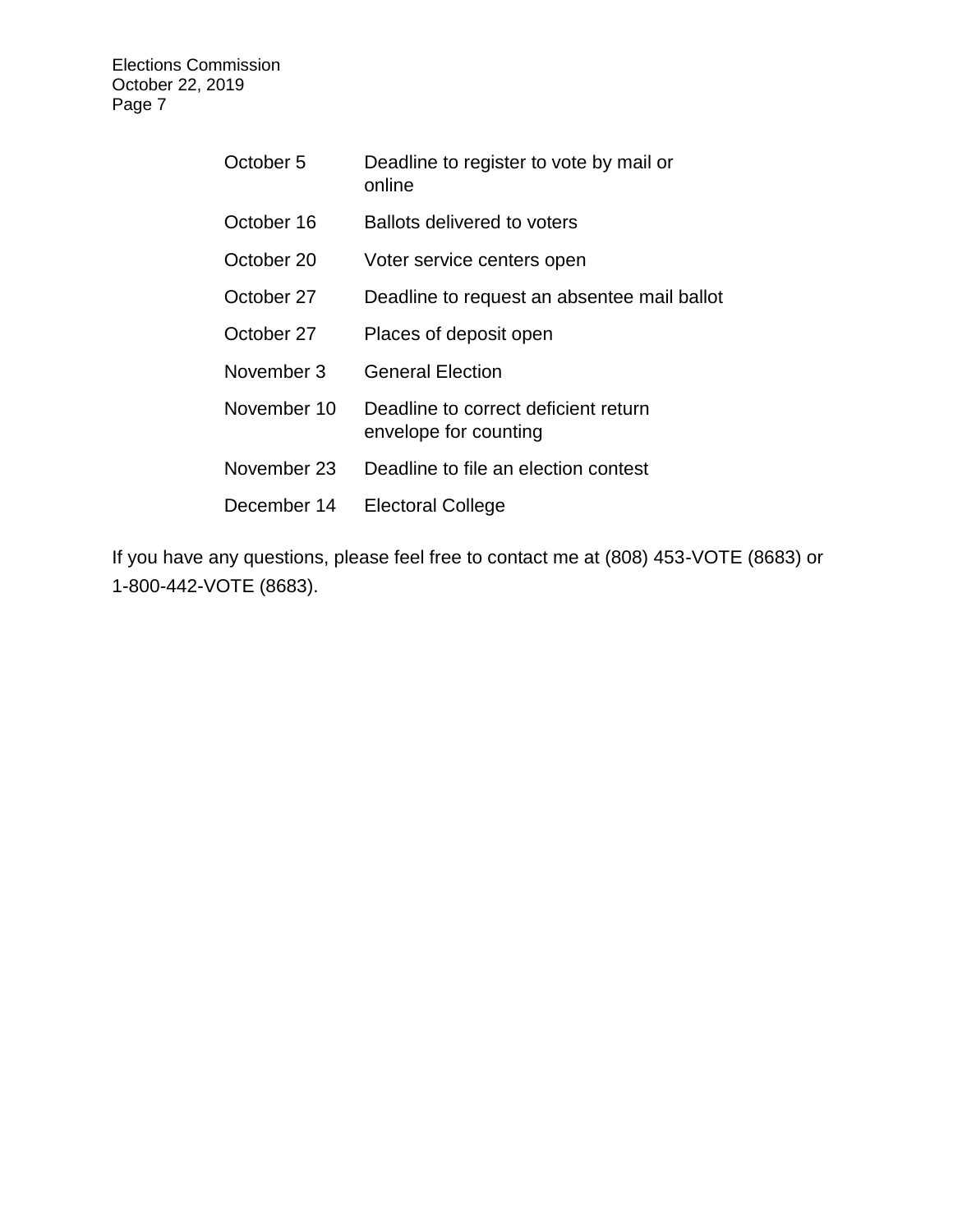| | |
|---|---|
| October 5 | Deadline to register to vote by mail or online |
| October 16 | Ballots delivered to voters |
| October 20 | Voter service centers open |
| October 27 | Deadline to request an absentee mail ballot |
| October 27 | Places of deposit open |
| November 3 | General Election |
| November 10 | Deadline to correct deficient return envelope for counting |
| November 23 | Deadline to file an election contest |
| December 14 | Electoral College |

If you have any questions, please feel free to contact me at (808) 453-VOTE (8683) or 1-800-442-VOTE (8683).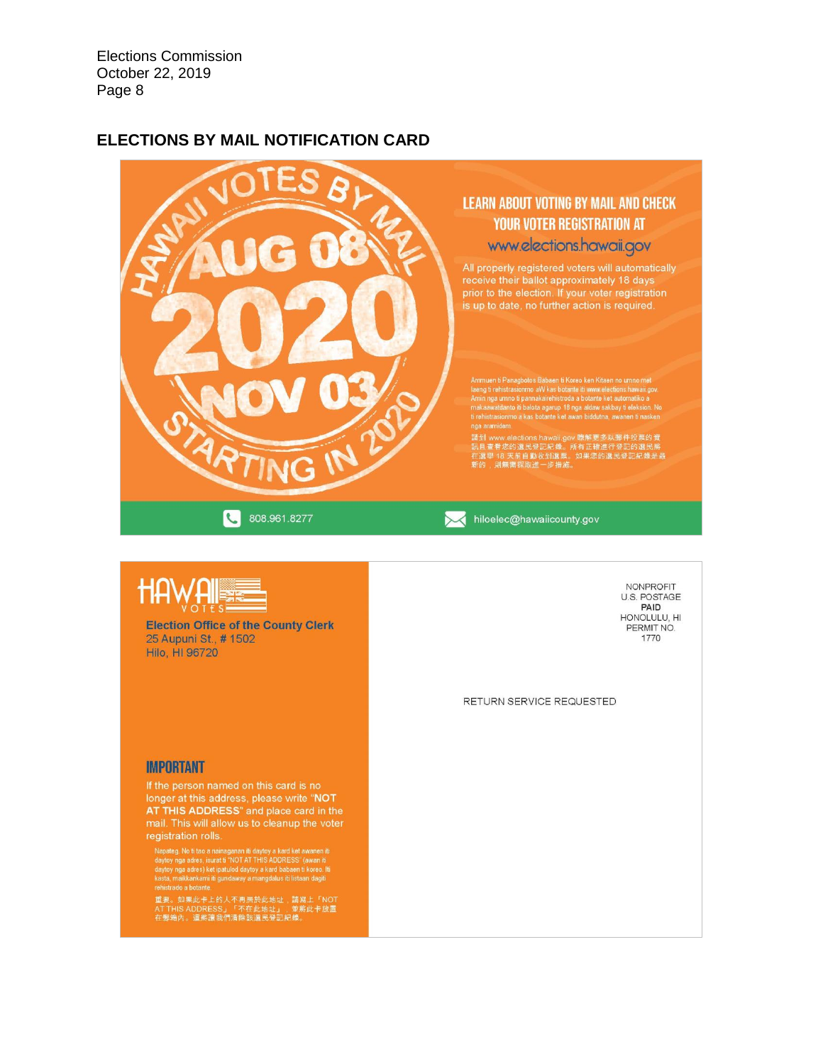## ELECTIONS BY MAIL NOTIFICATION CARD

HAWAII VOTES BY MAIL

AUG 08

2020

NOV 03

STARTING IN 2020

**LEARN ABOUT VOTING BY MAIL AND CHECK YOUR VOTER REGISTRATION AT**

**www.elections.hawaii.gov**

All properly registered voters will automatically receive their ballot approximately 18 days prior to the election. If your voter registration is up to date, no further action is required.

Ammuen ti Panagbotos Babaen ti Koreo ken Kitaen no umno met laeng ti rehistrasionmo aW kas botante iti www.elections.hawaii.gov. Amin nga umno ti pannakairehistroda a botante ket automatiko a makaawatdanto iti balota agarup 18 nga aldaw sakbay ti eleksion. No ti rehistrasionmo a kas botante ket awan biddutna, awanen ti nasken nga aramidem.

請到 www.elections.hawaii.gov 瞭解更多以郵件投票的資訊且查看您的選民登記紀錄。所有正確進行登記的選民將在選舉 18 天前自動收到選票。如果您的選民登記紀錄是最新的，則無需採取進一步措施。

808.961.8277

hiloelec@hawaiicounty.gov

HAWAII VOTES

**Election Office of the County Clerk**
25 Aupuni St., # 1502
Hilo, HI 96720

NONPROFIT
U.S. POSTAGE
PAID
HONOLULU, HI
PERMIT NO.
1770

RETURN SERVICE REQUESTED

### IMPORTANT

If the person named on this card is no longer at this address, please write "**NOT AT THIS ADDRESS**" and place card in the mail. This will allow us to cleanup the voter registration rolls.

Napateg. No ti tao a nainaganan iti daytoy a kard ket awanen iti daytoy nga adres, isurat ti "NOT AT THIS ADDRESS" (awan iti daytoy nga adres) ket ipatulod daytoy a kard babaen ti koreo. Iti kasta, maikkankami iti gundaway a mangdalus iti listaan dagiti rehistrado a botante.

重要。如果此卡上的人不再居於此地址，請寫上「NOT AT THIS ADDRESS」「不在此地址」，並將此卡放置在郵箱內。這將讓我們清除該選民登記紀錄。